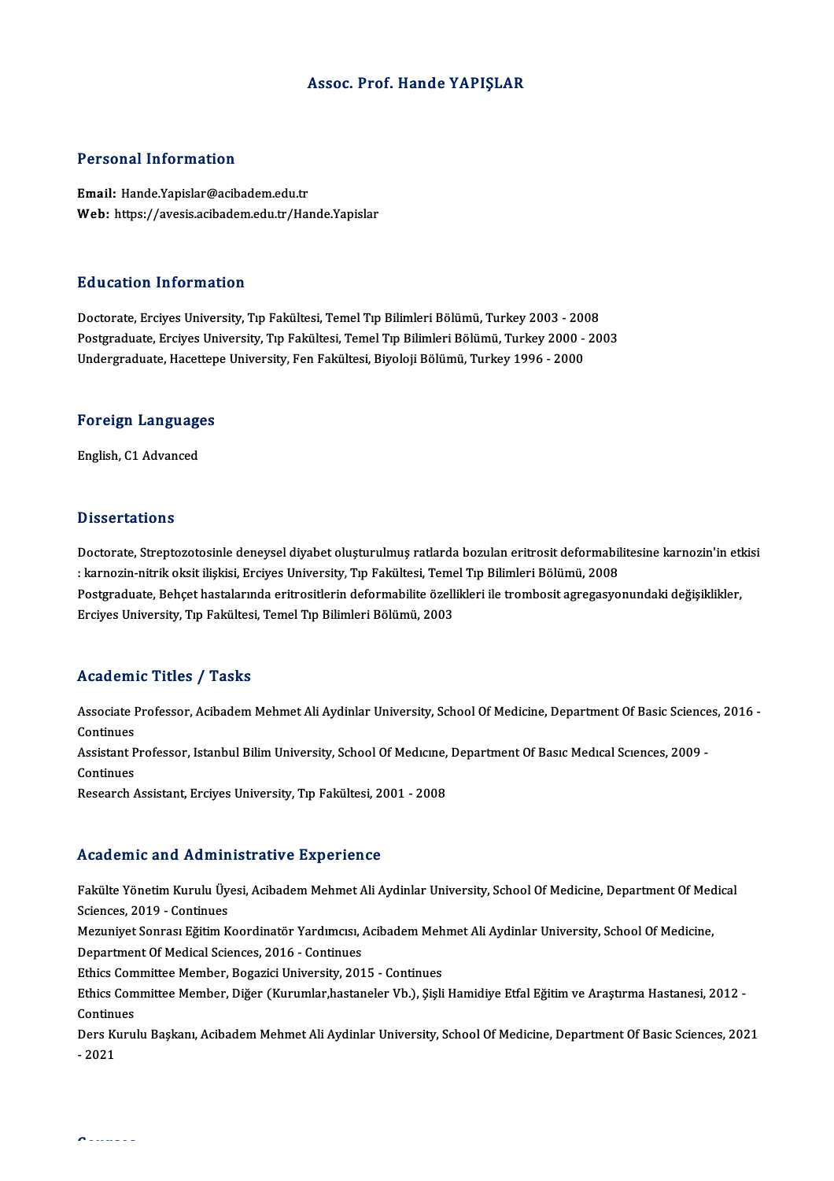# Assoc. Prof. Hande YAPIŞLAR

## Personal Information

**Email:** Hande.Yapislar@acibadem.edu.tr
**Web:** https://avesis.acibadem.edu.tr/Hande.Yapislar

## Education Information

Doctorate, Erciyes University, Tıp Fakültesi, Temel Tıp Bilimleri Bölümü, Turkey 2003 - 2008
Postgraduate, Erciyes University, Tıp Fakültesi, Temel Tıp Bilimleri Bölümü, Turkey 2000 - 2003
Undergraduate, Hacettepe University, Fen Fakültesi, Biyoloji Bölümü, Turkey 1996 - 2000

## Foreign Languages

English, C1 Advanced

## Dissertations

Doctorate, Streptozotosinle deneysel diyabet oluşturulmuş ratlarda bozulan eritrosit deformabilitesine karnozin'in etkisi : karnozin-nitrik oksit ilişkisi, Erciyes University, Tıp Fakültesi, Temel Tıp Bilimleri Bölümü, 2008
Postgraduate, Behçet hastalarında eritrositlerin deformabilite özellikleri ile trombosit agregasyonundaki değişiklikler, Erciyes University, Tıp Fakültesi, Temel Tıp Bilimleri Bölümü, 2003

## Academic Titles / Tasks

Associate Professor, Acibadem Mehmet Ali Aydinlar University, School Of Medicine, Department Of Basic Sciences, 2016 - Continues
Assistant Professor, Istanbul Bilim University, School Of Medıcıne, Department Of Basıc Medıcal Scıences, 2009 - Continues
Research Assistant, Erciyes University, Tıp Fakültesi, 2001 - 2008

## Academic and Administrative Experience

Fakülte Yönetim Kurulu Üyesi, Acibadem Mehmet Ali Aydinlar University, School Of Medicine, Department Of Medical Sciences, 2019 - Continues
Mezuniyet Sonrası Eğitim Koordinatör Yardımcısı, Acibadem Mehmet Ali Aydinlar University, School Of Medicine, Department Of Medical Sciences, 2016 - Continues
Ethics Committee Member, Bogazici University, 2015 - Continues
Ethics Committee Member, Diğer (Kurumlar,hastaneler Vb.), Şişli Hamidiye Etfal Eğitim ve Araştırma Hastanesi, 2012 - Continues
Ders Kurulu Başkanı, Acibadem Mehmet Ali Aydinlar University, School Of Medicine, Department Of Basic Sciences, 2021 - 2021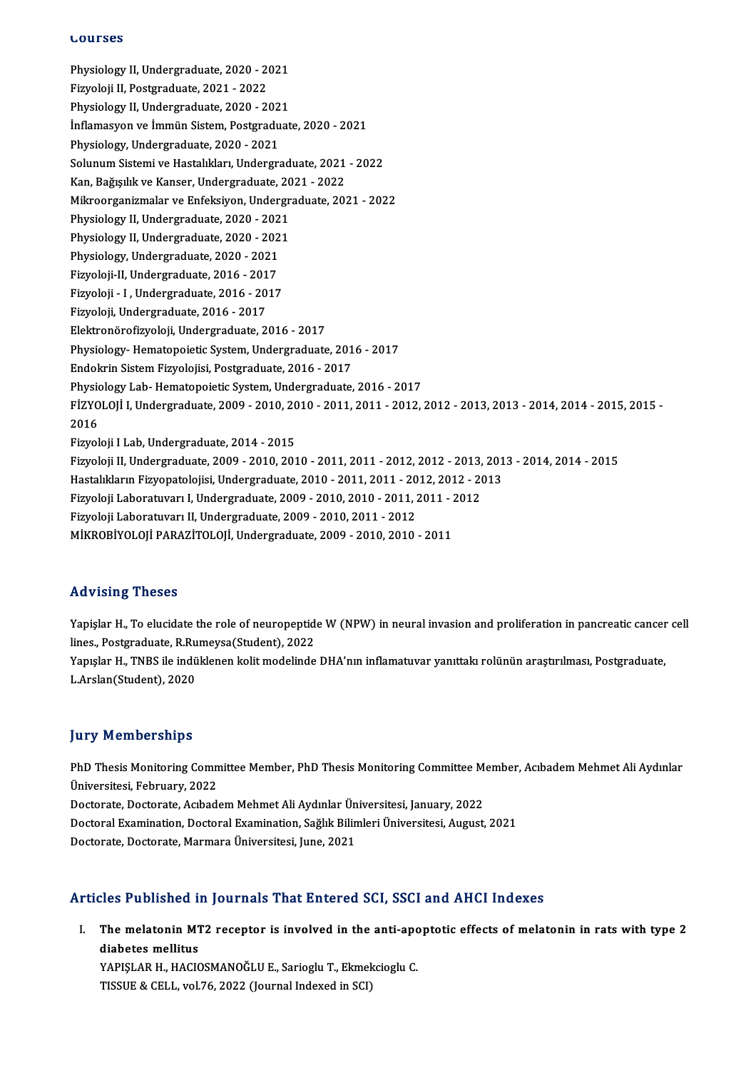## Courses

Physiology II, Undergraduate, 2020 - 2021
Fizyoloji II, Postgraduate, 2021 - 2022
Physiology II, Undergraduate, 2020 - 2021
İnflamasyon ve İmmün Sistem, Postgraduate, 2020 - 2021
Physiology, Undergraduate, 2020 - 2021
Solunum Sistemi ve Hastalıkları, Undergraduate, 2021 - 2022
Kan, Bağışıklık ve Kanser, Undergraduate, 2021 - 2022
Mikroorganizmalar ve Enfeksiyon, Undergraduate, 2021 - 2022
Physiology II, Undergraduate, 2020 - 2021
Physiology II, Undergraduate, 2020 - 2021
Physiology, Undergraduate, 2020 - 2021
Fizyoloji-II, Undergraduate, 2016 - 2017
Fizyoloji - I , Undergraduate, 2016 - 2017
Fizyoloji, Undergraduate, 2016 - 2017
Elektronörofizyoloji, Undergraduate, 2016 - 2017
Physiology- Hematopoietic System, Undergraduate, 2016 - 2017
Endokrin Sistem Fizyolojisi, Postgraduate, 2016 - 2017
Physiology Lab- Hematopoietic System, Undergraduate, 2016 - 2017
FİZYOLOJİ I, Undergraduate, 2009 - 2010, 2010 - 2011, 2011 - 2012, 2012 - 2013, 2013 - 2014, 2014 - 2015, 2015 - 2016
Fizyoloji I Lab, Undergraduate, 2014 - 2015
Fizyoloji II, Undergraduate, 2009 - 2010, 2010 - 2011, 2011 - 2012, 2012 - 2013, 2013 - 2014, 2014 - 2015
Hastalıkların Fizyopatolojisi, Undergraduate, 2010 - 2011, 2011 - 2012, 2012 - 2013
Fizyoloji Laboratuvarı I, Undergraduate, 2009 - 2010, 2010 - 2011, 2011 - 2012
Fizyoloji Laboratuvarı II, Undergraduate, 2009 - 2010, 2011 - 2012
MİKROBİYOLOJİ PARAZİTOLOJİ, Undergraduate, 2009 - 2010, 2010 - 2011

## Advising Theses

Yapişlar H., To elucidate the role of neuropeptide W (NPW) in neural invasion and proliferation in pancreatic cancer cell lines., Postgraduate, R.Rumeysa(Student), 2022
Yapışlar H., TNBS ile indüklenen kolit modelinde DHA'nın inflamatuvar yanıttakı rolünün araştırılması, Postgraduate, L.Arslan(Student), 2020

## Jury Memberships

PhD Thesis Monitoring Committee Member, PhD Thesis Monitoring Committee Member, Acıbadem Mehmet Ali Aydınlar Üniversitesi, February, 2022
Doctorate, Doctorate, Acıbadem Mehmet Ali Aydınlar Üniversitesi, January, 2022
Doctoral Examination, Doctoral Examination, Sağlık Bilimleri Üniversitesi, August, 2021
Doctorate, Doctorate, Marmara Üniversitesi, June, 2021

## Articles Published in Journals That Entered SCI, SSCI and AHCI Indexes

I. **The melatonin MT2 receptor is involved in the anti-apoptotic effects of melatonin in rats with type 2 diabetes mellitus**
YAPIŞLAR H., HACIOSMANOĞLU E., Sarioglu T., Ekmekcioglu C.
TISSUE & CELL, vol.76, 2022 (Journal Indexed in SCI)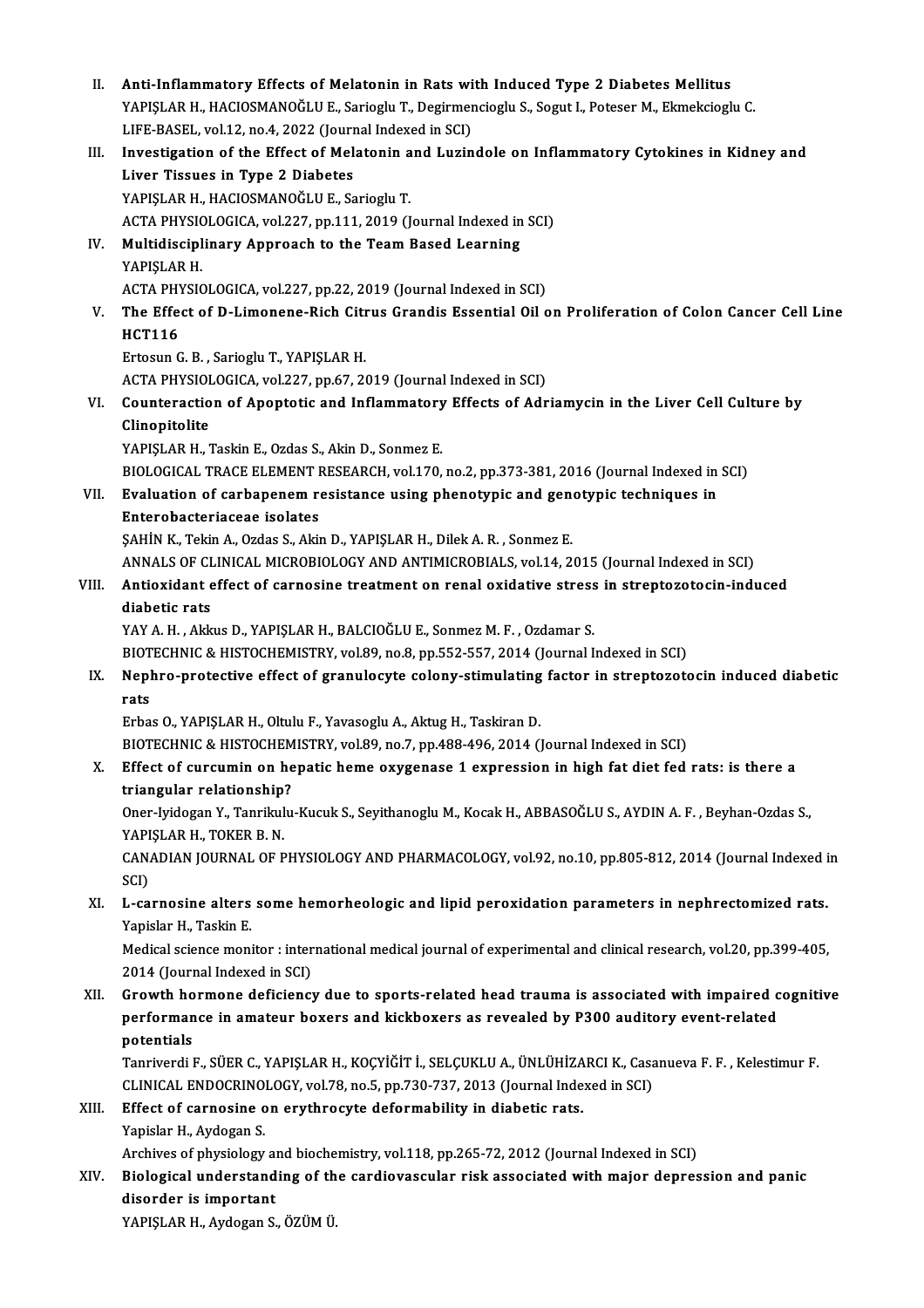II. **Anti-Inflammatory Effects of Melatonin in Rats with Induced Type 2 Diabetes Mellitus**
YAPIŞLAR H., HACIOSMANOĞLU E., Sarioglu T., Degirmencioglu S., Sogut I., Poteser M., Ekmekcioglu C.
LIFE-BASEL, vol.12, no.4, 2022 (Journal Indexed in SCI)

III. **Investigation of the Effect of Melatonin and Luzindole on Inflammatory Cytokines in Kidney and Liver Tissues in Type 2 Diabetes**
YAPIŞLAR H., HACIOSMANOĞLU E., Sarioglu T.
ACTA PHYSIOLOGICA, vol.227, pp.111, 2019 (Journal Indexed in SCI)

IV. **Multidisciplinary Approach to the Team Based Learning**
YAPIŞLAR H.
ACTA PHYSIOLOGICA, vol.227, pp.22, 2019 (Journal Indexed in SCI)

V. **The Effect of D-Limonene-Rich Citrus Grandis Essential Oil on Proliferation of Colon Cancer Cell Line HCT116**
Ertosun G. B. , Sarioglu T., YAPIŞLAR H.
ACTA PHYSIOLOGICA, vol.227, pp.67, 2019 (Journal Indexed in SCI)

VI. **Counteraction of Apoptotic and Inflammatory Effects of Adriamycin in the Liver Cell Culture by Clinopitolite**
YAPIŞLAR H., Taskin E., Ozdas S., Akin D., Sonmez E.
BIOLOGICAL TRACE ELEMENT RESEARCH, vol.170, no.2, pp.373-381, 2016 (Journal Indexed in SCI)

VII. **Evaluation of carbapenem resistance using phenotypic and genotypic techniques in Enterobacteriaceae isolates**
ŞAHİN K., Tekin A., Ozdas S., Akin D., YAPIŞLAR H., Dilek A. R. , Sonmez E.
ANNALS OF CLINICAL MICROBIOLOGY AND ANTIMICROBIALS, vol.14, 2015 (Journal Indexed in SCI)

VIII. **Antioxidant effect of carnosine treatment on renal oxidative stress in streptozotocin-induced diabetic rats**
YAY A. H. , Akkus D., YAPIŞLAR H., BALCIOĞLU E., Sonmez M. F. , Ozdamar S.
BIOTECHNIC & HISTOCHEMISTRY, vol.89, no.8, pp.552-557, 2014 (Journal Indexed in SCI)

IX. **Nephro-protective effect of granulocyte colony-stimulating factor in streptozotocin induced diabetic rats**
Erbas O., YAPIŞLAR H., Oltulu F., Yavasoglu A., Aktug H., Taskiran D.
BIOTECHNIC & HISTOCHEMISTRY, vol.89, no.7, pp.488-496, 2014 (Journal Indexed in SCI)

X. **Effect of curcumin on hepatic heme oxygenase 1 expression in high fat diet fed rats: is there a triangular relationship?**
Oner-Iyidogan Y., Tanrikulu-Kucuk S., Seyithanoglu M., Kocak H., ABBASOĞLU S., AYDIN A. F. , Beyhan-Ozdas S., YAPIŞLAR H., TOKER B. N.
CANADIAN JOURNAL OF PHYSIOLOGY AND PHARMACOLOGY, vol.92, no.10, pp.805-812, 2014 (Journal Indexed in SCI)

XI. **L-carnosine alters some hemorheologic and lipid peroxidation parameters in nephrectomized rats.**
Yapislar H., Taskin E.
Medical science monitor : international medical journal of experimental and clinical research, vol.20, pp.399-405, 2014 (Journal Indexed in SCI)

XII. **Growth hormone deficiency due to sports-related head trauma is associated with impaired cognitive performance in amateur boxers and kickboxers as revealed by P300 auditory event-related potentials**
Tanriverdi F., SÜER C., YAPIŞLAR H., KOÇYİĞİT İ., SELÇUKLU A., ÜNLÜHİZARCI K., Casanueva F. F. , Kelestimur F.
CLINICAL ENDOCRINOLOGY, vol.78, no.5, pp.730-737, 2013 (Journal Indexed in SCI)

XIII. **Effect of carnosine on erythrocyte deformability in diabetic rats.**
Yapislar H., Aydogan S.
Archives of physiology and biochemistry, vol.118, pp.265-72, 2012 (Journal Indexed in SCI)

XIV. **Biological understanding of the cardiovascular risk associated with major depression and panic disorder is important**
YAPIŞLAR H., Aydogan S., ÖZÜM Ü.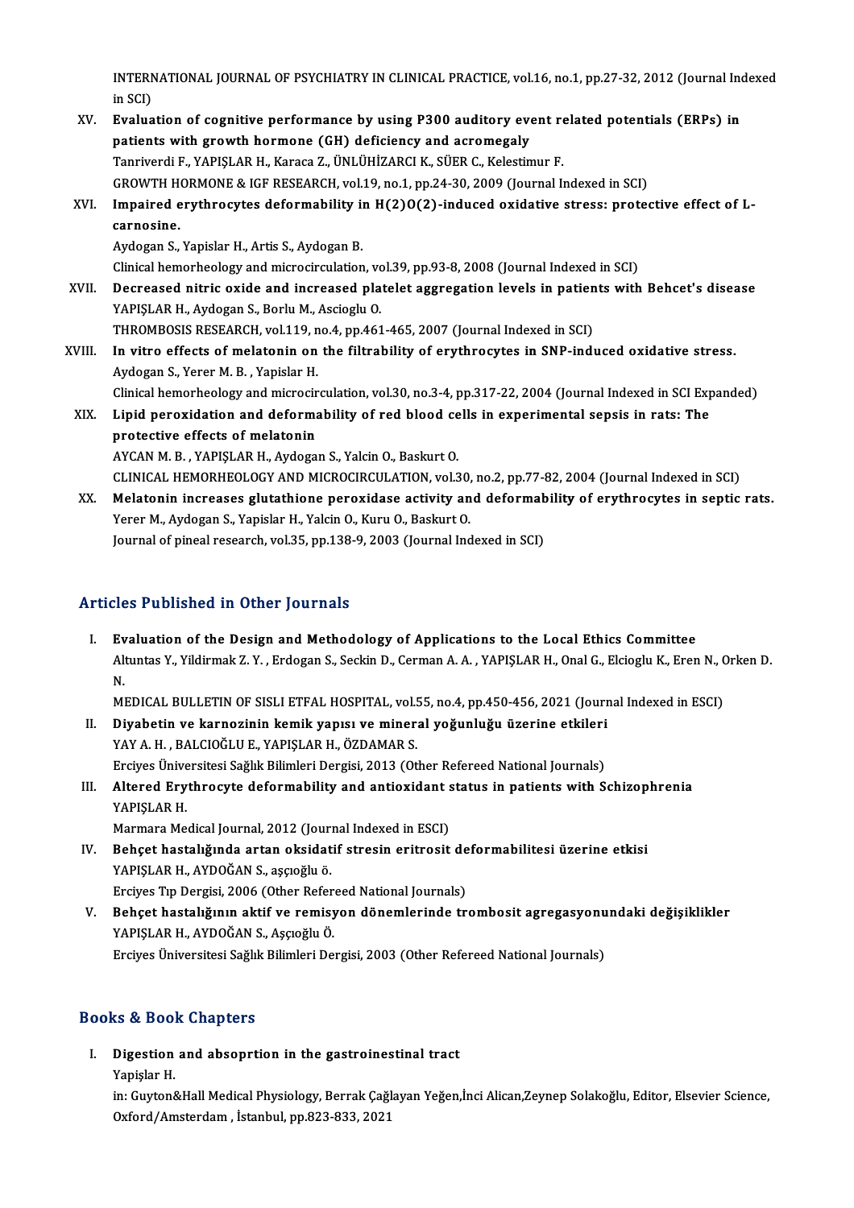INTERNATIONAL JOURNAL OF PSYCHIATRY IN CLINICAL PRACTICE, vol.16, no.1, pp.27-32, 2012 (Journal Indexed in SCI)

XV. **Evaluation of cognitive performance by using P300 auditory event related potentials (ERPs) in patients with growth hormone (GH) deficiency and acromegaly**
Tanriverdi F., YAPIŞLAR H., Karaca Z., ÜNLÜHİZARCI K., SÜER C., Kelestimur F.
GROWTH HORMONE & IGF RESEARCH, vol.19, no.1, pp.24-30, 2009 (Journal Indexed in SCI)

XVI. **Impaired erythrocytes deformability in H(2)O(2)-induced oxidative stress: protective effect of L-carnosine.**
Aydogan S., Yapislar H., Artis S., Aydogan B.
Clinical hemorheology and microcirculation, vol.39, pp.93-8, 2008 (Journal Indexed in SCI)

XVII. **Decreased nitric oxide and increased platelet aggregation levels in patients with Behcet's disease**
YAPIŞLAR H., Aydogan S., Borlu M., Ascioglu O.
THROMBOSIS RESEARCH, vol.119, no.4, pp.461-465, 2007 (Journal Indexed in SCI)

XVIII. **In vitro effects of melatonin on the filtrability of erythrocytes in SNP-induced oxidative stress.**
Aydogan S., Yerer M. B. , Yapislar H.
Clinical hemorheology and microcirculation, vol.30, no.3-4, pp.317-22, 2004 (Journal Indexed in SCI Expanded)

XIX. **Lipid peroxidation and deformability of red blood cells in experimental sepsis in rats: The protective effects of melatonin**
AYCAN M. B. , YAPIŞLAR H., Aydogan S., Yalcin O., Baskurt O.
CLINICAL HEMORHEOLOGY AND MICROCIRCULATION, vol.30, no.2, pp.77-82, 2004 (Journal Indexed in SCI)

XX. **Melatonin increases glutathione peroxidase activity and deformability of erythrocytes in septic rats.**
Yerer M., Aydogan S., Yapislar H., Yalcin O., Kuru O., Baskurt O.
Journal of pineal research, vol.35, pp.138-9, 2003 (Journal Indexed in SCI)

## Articles Published in Other Journals

I. **Evaluation of the Design and Methodology of Applications to the Local Ethics Committee**
Altuntas Y., Yildirmak Z. Y. , Erdogan S., Seckin D., Cerman A. A. , YAPIŞLAR H., Onal G., Elcioglu K., Eren N., Orken D. N.
MEDICAL BULLETIN OF SISLI ETFAL HOSPITAL, vol.55, no.4, pp.450-456, 2021 (Journal Indexed in ESCI)

II. **Diyabetin ve karnozinin kemik yapısı ve mineral yoğunluğu üzerine etkileri**
YAY A. H. , BALCIOĞLU E., YAPIŞLAR H., ÖZDAMAR S.
Erciyes Üniversitesi Sağlık Bilimleri Dergisi, 2013 (Other Refereed National Journals)

III. **Altered Erythrocyte deformability and antioxidant status in patients with Schizophrenia**
YAPIŞLAR H.
Marmara Medical Journal, 2012 (Journal Indexed in ESCI)

IV. **Behçet hastalığında artan oksidatif stresin eritrosit deformabilitesi üzerine etkisi**
YAPIŞLAR H., AYDOĞAN S., aşçıoğlu ö.
Erciyes Tıp Dergisi, 2006 (Other Refereed National Journals)

V. **Behçet hastalığının aktif ve remisyon dönemlerinde trombosit agregasyonundaki değişiklikler**
YAPIŞLAR H., AYDOĞAN S., Aşçıoğlu Ö.
Erciyes Üniversitesi Sağlık Bilimleri Dergisi, 2003 (Other Refereed National Journals)

## Books & Book Chapters

I. **Digestion and absoprtion in the gastroinestinal tract**
Yapişlar H.
in: Guyton&Hall Medical Physiology, Berrak Çağlayan Yeğen,İnci Alican,Zeynep Solakoğlu, Editor, Elsevier Science, Oxford/Amsterdam , İstanbul, pp.823-833, 2021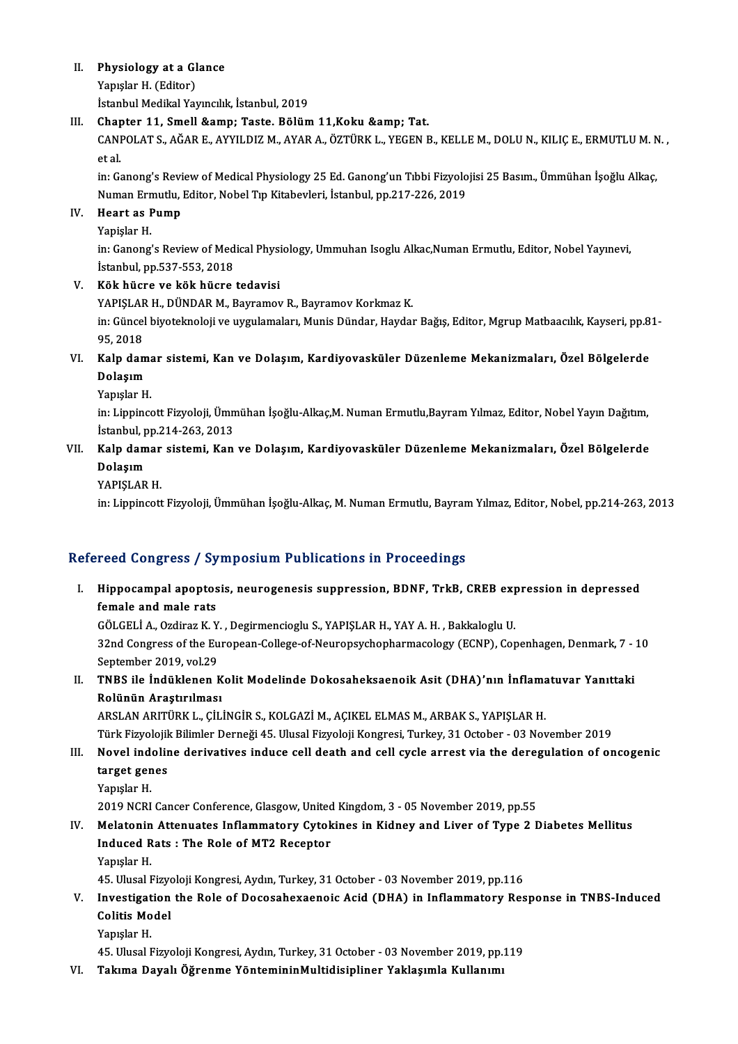II. **Physiology at a Glance**
Yapışlar H. (Editor)
İstanbul Medikal Yayıncılık, İstanbul, 2019

III. **Chapter 11, Smell &amp; Taste. Bölüm 11,Koku &amp; Tat.**
CANPOLAT S., AĞAR E., AYYILDIZ M., AYAR A., ÖZTÜRK L., YEGEN B., KELLE M., DOLU N., KILIÇ E., ERMUTLU M. N. , et al.
in: Ganong's Review of Medical Physiology 25 Ed. Ganong'un Tıbbi Fizyolojisi 25 Basım., Ümmühan İşoğlu Alkaç, Numan Ermutlu, Editor, Nobel Tıp Kitabevleri, İstanbul, pp.217-226, 2019

IV. **Heart as Pump**
Yapişlar H.
in: Ganong's Review of Medical Physiology, Ummuhan Isoglu Alkac,Numan Ermutlu, Editor, Nobel Yayınevi, İstanbul, pp.537-553, 2018

V. **Kök hücre ve kök hücre tedavisi**
YAPIŞLAR H., DÜNDAR M., Bayramov R., Bayramov Korkmaz K.
in: Güncel biyoteknoloji ve uygulamaları, Munis Dündar, Haydar Bağış, Editor, Mgrup Matbaacılık, Kayseri, pp.81-95, 2018

VI. **Kalp damar sistemi, Kan ve Dolaşım, Kardiyovasküler Düzenleme Mekanizmaları, Özel Bölgelerde Dolaşım**
Yapışlar H.
in: Lippincott Fizyoloji, Ümmühan İşoğlu-Alkaç,M. Numan Ermutlu,Bayram Yılmaz, Editor, Nobel Yayın Dağıtım, İstanbul, pp.214-263, 2013

VII. **Kalp damar sistemi, Kan ve Dolaşım, Kardiyovasküler Düzenleme Mekanizmaları, Özel Bölgelerde Dolaşım**
YAPIŞLAR H.
in: Lippincott Fizyoloji, Ümmühan İşoğlu-Alkaç, M. Numan Ermutlu, Bayram Yılmaz, Editor, Nobel, pp.214-263, 2013

## Refereed Congress / Symposium Publications in Proceedings

I. **Hippocampal apoptosis, neurogenesis suppression, BDNF, TrkB, CREB expression in depressed female and male rats**
GÖLGELİ A., Ozdiraz K. Y. , Degirmencioglu S., YAPIŞLAR H., YAY A. H. , Bakkaloglu U.
32nd Congress of the European-College-of-Neuropsychopharmacology (ECNP), Copenhagen, Denmark, 7 - 10 September 2019, vol.29

II. **TNBS ile İndüklenen Kolit Modelinde Dokosaheksaenoik Asit (DHA)'nın İnflamatuvar Yanıttaki Rolünün Araştırılması**
ARSLAN ARITÜRK L., ÇİLİNGİR S., KOLGAZİ M., AÇIKEL ELMAS M., ARBAK S., YAPIŞLAR H.
Türk Fizyolojik Bilimler Derneği 45. Ulusal Fizyoloji Kongresi, Turkey, 31 October - 03 November 2019

III. **Novel indoline derivatives induce cell death and cell cycle arrest via the deregulation of oncogenic target genes**
Yapışlar H.
2019 NCRI Cancer Conference, Glasgow, United Kingdom, 3 - 05 November 2019, pp.55

IV. **Melatonin Attenuates Inflammatory Cytokines in Kidney and Liver of Type 2 Diabetes Mellitus Induced Rats : The Role of MT2 Receptor**
Yapışlar H.
45. Ulusal Fizyoloji Kongresi, Aydın, Turkey, 31 October - 03 November 2019, pp.116

V. **Investigation the Role of Docosahexaenoic Acid (DHA) in Inflammatory Response in TNBS-Induced Colitis Model**
Yapışlar H.
45. Ulusal Fizyoloji Kongresi, Aydın, Turkey, 31 October - 03 November 2019, pp.119

VI. **Takıma Dayalı Öğrenme YönteminінMultidisipliner Yaklaşımla Kullanımı**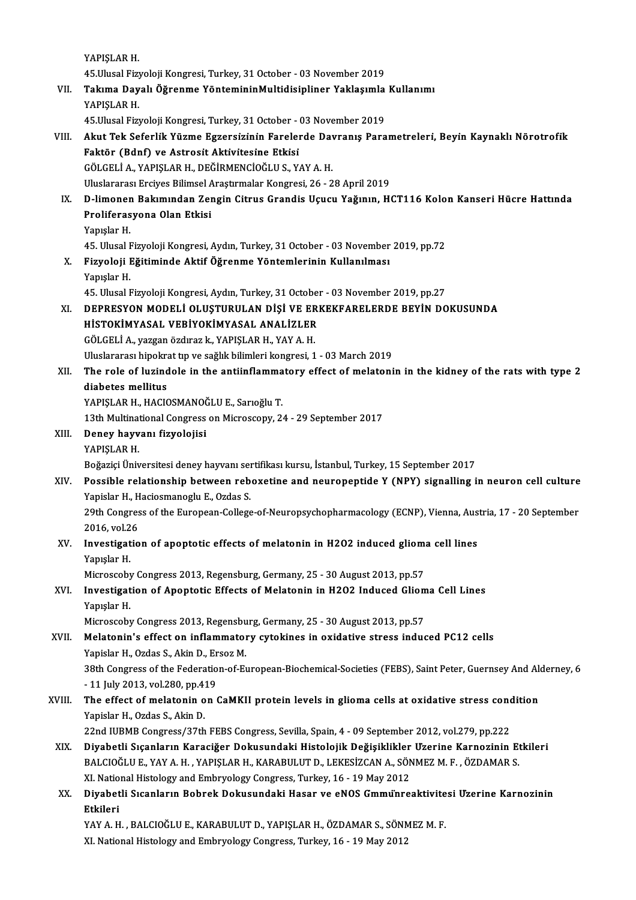YAPIŞLAR H.
45.Ulusal Fizyoloji Kongresi, Turkey, 31 October - 03 November 2019

VII. **Takıma Dayalı Öğrenme YöntemininMultidisipliner Yaklaşımla Kullanımı**
YAPIŞLAR H.
45.Ulusal Fizyoloji Kongresi, Turkey, 31 October - 03 November 2019

VIII. **Akut Tek Seferlik Yüzme Egzersizinin Farelerde Davranış Parametreleri, Beyin Kaynaklı Nörotrofik Faktör (Bdnf) ve Astrosit Aktivitesine Etkisi**
GÖLGELİ A., YAPIŞLAR H., DEĞİRMENCİOĞLU S., YAY A. H.
Uluslararası Erciyes Bilimsel Araştırmalar Kongresi, 26 - 28 April 2019

IX. **D-limonen Bakımından Zengin Citrus Grandis Uçucu Yağının, HCT116 Kolon Kanseri Hücre Hattında Proliferasyona Olan Etkisi**
Yapışlar H.
45. Ulusal Fizyoloji Kongresi, Aydın, Turkey, 31 October - 03 November 2019, pp.72

X. **Fizyoloji Eğitiminde Aktif Öğrenme Yöntemlerinin Kullanılması**
Yapışlar H.
45. Ulusal Fizyoloji Kongresi, Aydın, Turkey, 31 October - 03 November 2019, pp.27

XI. **DEPRESYON MODELİ OLUŞTURULAN DİŞİ VE ERKEKFARELERDE BEYİN DOKUSUNDA HİSTOKİMYASAL VEBİYOKİMYASAL ANALİZLER**
GÖLGELİ A., yazgan özdıraz k., YAPIŞLAR H., YAY A. H.
Uluslararası hipokrat tıp ve sağlık bilimleri kongresi, 1 - 03 March 2019

XII. **The role of luzindole in the antiinflammatory effect of melatonin in the kidney of the rats with type 2 diabetes mellitus**
YAPIŞLAR H., HACIOSMANOĞLU E., Sarıoğlu T.
13th Multinational Congress on Microscopy, 24 - 29 September 2017

XIII. **Deney hayvanı fizyolojisi**
YAPIŞLAR H.
Boğaziçi Üniversitesi deney hayvanı sertifikası kursu, İstanbul, Turkey, 15 September 2017

XIV. **Possible relationship between reboxetine and neuropeptide Y (NPY) signalling in neuron cell culture**
Yapislar H., Haciosmanoglu E., Ozdas S.
29th Congress of the European-College-of-Neuropsychopharmacology (ECNP), Vienna, Austria, 17 - 20 September 2016, vol.26

XV. **Investigation of apoptotic effects of melatonin in H2O2 induced glioma cell lines**
Yapışlar H.
Microscoby Congress 2013, Regensburg, Germany, 25 - 30 August 2013, pp.57

XVI. **Investigation of Apoptotic Effects of Melatonin in H2O2 Induced Glioma Cell Lines**
Yapışlar H.
Microscoby Congress 2013, Regensburg, Germany, 25 - 30 August 2013, pp.57

XVII. **Melatonin's effect on inflammatory cytokines in oxidative stress induced PC12 cells**
Yapislar H., Ozdas S., Akin D., Ersoz M.
38th Congress of the Federation-of-European-Biochemical-Societies (FEBS), Saint Peter, Guernsey And Alderney, 6 - 11 July 2013, vol.280, pp.419

XVIII. **The effect of melatonin on CaMKII protein levels in glioma cells at oxidative stress condition**
Yapislar H., Ozdas S., Akin D.
22nd IUBMB Congress/37th FEBS Congress, Sevilla, Spain, 4 - 09 September 2012, vol.279, pp.222

XIX. **Diyabetli Sıçanların Karaciğer Dokusundaki Histolojik Değişiklikler Üzerine Karnozinin Etkileri**
BALCIOĞLU E., YAY A. H. , YAPIŞLAR H., KARABULUT D., LEKESİZCAN A., SÖNMEZ M. F. , ÖZDAMAR S.
XI. National Histology and Embryology Congress, Turkey, 16 - 19 May 2012

XX. **Diyabetli Sıcanların Bobrek Dokusundaki Hasar ve eNOS Gmmu̇nreaktivitesi Üzerine Karnozinin Etkileri**
YAY A. H. , BALCIOĞLU E., KARABULUT D., YAPIŞLAR H., ÖZDAMAR S., SÖNMEZ M. F.
XI. National Histology and Embryology Congress, Turkey, 16 - 19 May 2012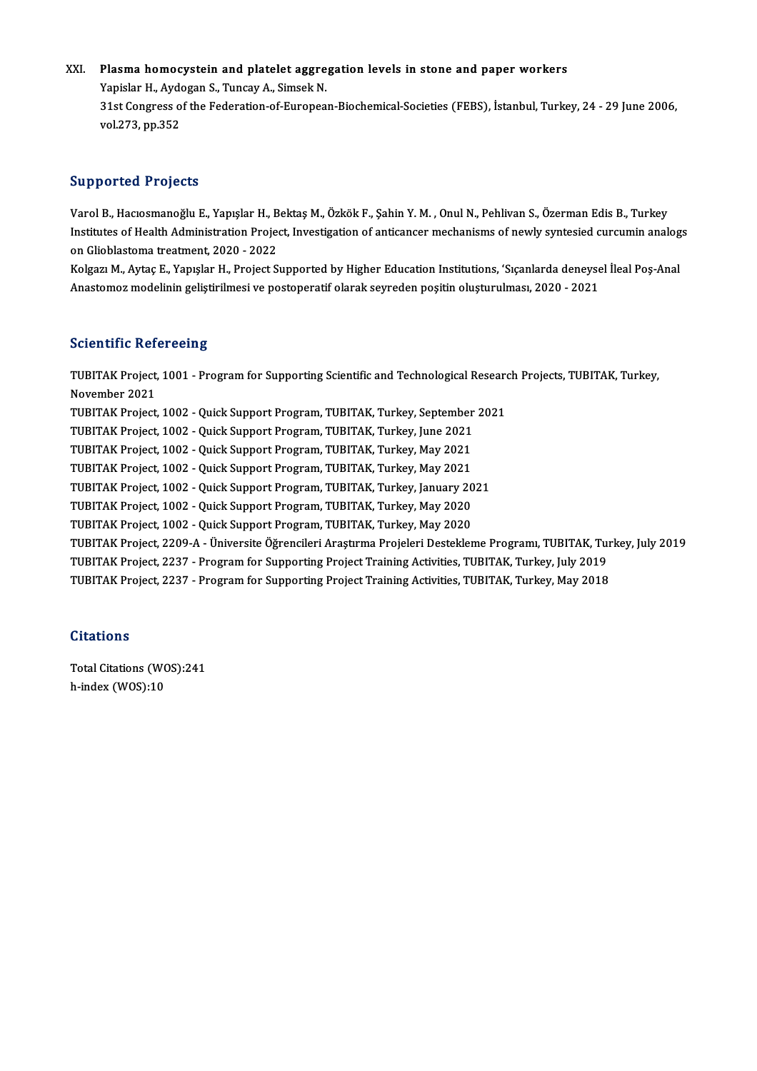XXI. **Plasma homocystein and platelet aggregation levels in stone and paper workers**
Yapislar H., Aydogan S., Tuncay A., Simsek N.
31st Congress of the Federation-of-European-Biochemical-Societies (FEBS), İstanbul, Turkey, 24 - 29 June 2006, vol.273, pp.352

## Supported Projects

Varol B., Hacıosmanoğlu E., Yapışlar H., Bektaş M., Özkök F., Şahin Y. M. , Onul N., Pehlivan S., Özerman Edis B., Turkey Institutes of Health Administration Project, Investigation of anticancer mechanisms of newly syntesied curcumin analogs on Glioblastoma treatment, 2020 - 2022

Kolgazı M., Aytaç E., Yapışlar H., Project Supported by Higher Education Institutions, 'Sıçanlarda deneysel İleal Poş-Anal Anastomoz modelinin geliştirilmesi ve postoperatif olarak seyreden poşitin oluşturulması, 2020 - 2021

## Scientific Refereeing

TUBITAK Project, 1001 - Program for Supporting Scientific and Technological Research Projects, TUBITAK, Turkey, November 2021
TUBITAK Project, 1002 - Quick Support Program, TUBITAK, Turkey, September 2021
TUBITAK Project, 1002 - Quick Support Program, TUBITAK, Turkey, June 2021
TUBITAK Project, 1002 - Quick Support Program, TUBITAK, Turkey, May 2021
TUBITAK Project, 1002 - Quick Support Program, TUBITAK, Turkey, May 2021
TUBITAK Project, 1002 - Quick Support Program, TUBITAK, Turkey, January 2021
TUBITAK Project, 1002 - Quick Support Program, TUBITAK, Turkey, May 2020
TUBITAK Project, 1002 - Quick Support Program, TUBITAK, Turkey, May 2020
TUBITAK Project, 2209-A - Üniversite Öğrencileri Araştırma Projeleri Destekleme Programı, TUBITAK, Turkey, July 2019
TUBITAK Project, 2237 - Program for Supporting Project Training Activities, TUBITAK, Turkey, July 2019
TUBITAK Project, 2237 - Program for Supporting Project Training Activities, TUBITAK, Turkey, May 2018

## Citations

Total Citations (WOS):241
h-index (WOS):10